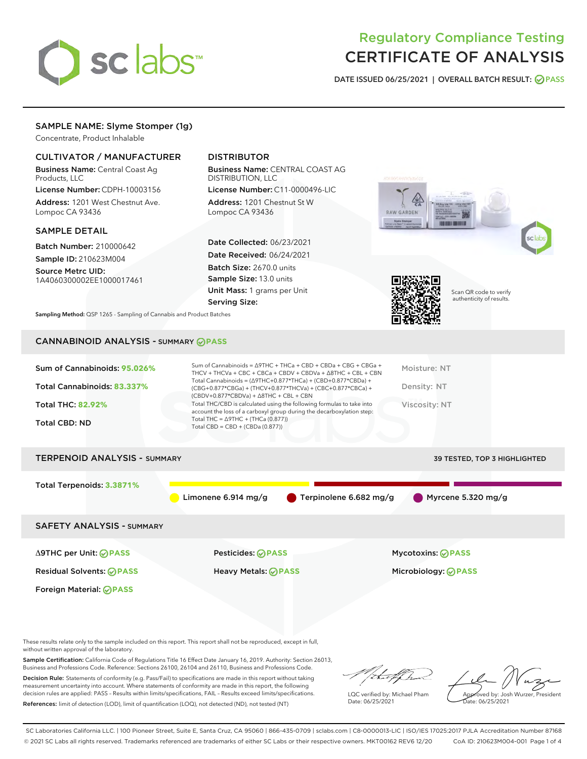# Regulatory Compliance Testing
# CERTIFICATE OF ANALYSIS

DATE ISSUED 06/25/2021 | OVERALL BATCH RESULT: PASS

## SAMPLE NAME: Slyme Stomper (1g)

Concentrate, Product Inhalable

### CULTIVATOR / MANUFACTURER

**Business Name:** Central Coast Ag Products, LLC

**License Number:** CDPH-10003156

**Address:** 1201 West Chestnut Ave. Lompoc CA 93436

### DISTRIBUTOR

**Business Name:** CENTRAL COAST AG DISTRIBUTION, LLC

**License Number:** C11-0000496-LIC

**Address:** 1201 Chestnut St W Lompoc CA 93436

### SAMPLE DETAIL

**Batch Number:** 210000642

**Sample ID:** 210623M004

**Source Metrc UID:** 1A4060300002EE1000017461

**Date Collected:** 06/23/2021

**Date Received:** 06/24/2021

**Batch Size:** 2670.0 units

**Sample Size:** 13.0 units

**Unit Mass:** 1 grams per Unit

**Serving Size:**

Scan QR code to verify authenticity of results.

**Sampling Method:** QSP 1265 - Sampling of Cannabis and Product Batches

## CANNABINOID ANALYSIS - SUMMARY PASS

**Sum of Cannabinoids:** 95.026%

**Total Cannabinoids:** 83.337%

**Total THC:** 82.92%

**Total CBD:** ND

Sum of Cannabinoids = Δ9THC + THCa + CBD + CBDa + CBG + CBGa + THCV + THCVa + CBC + CBCa + CBDV + CBDVa + Δ8THC + CBL + CBN

Total Cannabinoids = (Δ9THC+0.877*THCa) + (CBD+0.877*CBDa) + (CBG+0.877*CBGa) + (THCV+0.877*THCVa) + (CBC+0.877*CBCa) + (CBDV+0.877*CBDVa) + Δ8THC + CBL + CBN

Total THC/CBD is calculated using the following formulas to take into account the loss of a carboxyl group during the decarboxylation step:
Total THC = Δ9THC + (THCa (0.877))
Total CBD = CBD + (CBDa (0.877))

Moisture: NT

Density: NT

Viscosity: NT

## TERPENOID ANALYSIS - SUMMARY

39 TESTED, TOP 3 HIGHLIGHTED

**Total Terpenoids:** 3.3871%

Limonene 6.914 mg/g | Terpinolene 6.682 mg/g | Myrcene 5.320 mg/g

## SAFETY ANALYSIS - SUMMARY

| | | |
|---|---|---|
| Δ9THC per Unit: PASS | Pesticides: PASS | Mycotoxins: PASS |
| Residual Solvents: PASS | Heavy Metals: PASS | Microbiology: PASS |
| Foreign Material: PASS | | |

These results relate only to the sample included on this report. This report shall not be reproduced, except in full, without written approval of the laboratory.

**Sample Certification:** California Code of Regulations Title 16 Effect Date January 16, 2019. Authority: Section 26013, Business and Professions Code. Reference: Sections 26100, 26104 and 26110, Business and Professions Code.

**Decision Rule:** Statements of conformity (e.g. Pass/Fail) to specifications are made in this report without taking measurement uncertainty into account. Where statements of conformity are made in this report, the following decision rules are applied: PASS - Results within limits/specifications, FAIL - Results exceed limits/specifications.

**References:** limit of detection (LOD), limit of quantification (LOQ), not detected (ND), not tested (NT)

LQC verified by: Michael Pham
Date: 06/25/2021

Approved by: Josh Wurzer, President
Date: 06/25/2021

SC Laboratories California LLC. | 100 Pioneer Street, Suite E, Santa Cruz, CA 95060 | 866-435-0709 | sclabs.com | C8-0000013-LIC | ISO/IES 17025:2017 PJLA Accreditation Number 87168
© 2021 SC Labs all rights reserved. Trademarks referenced are trademarks of either SC Labs or their respective owners. MKT00162 REV6 12/20 CoA ID: 210623M004-001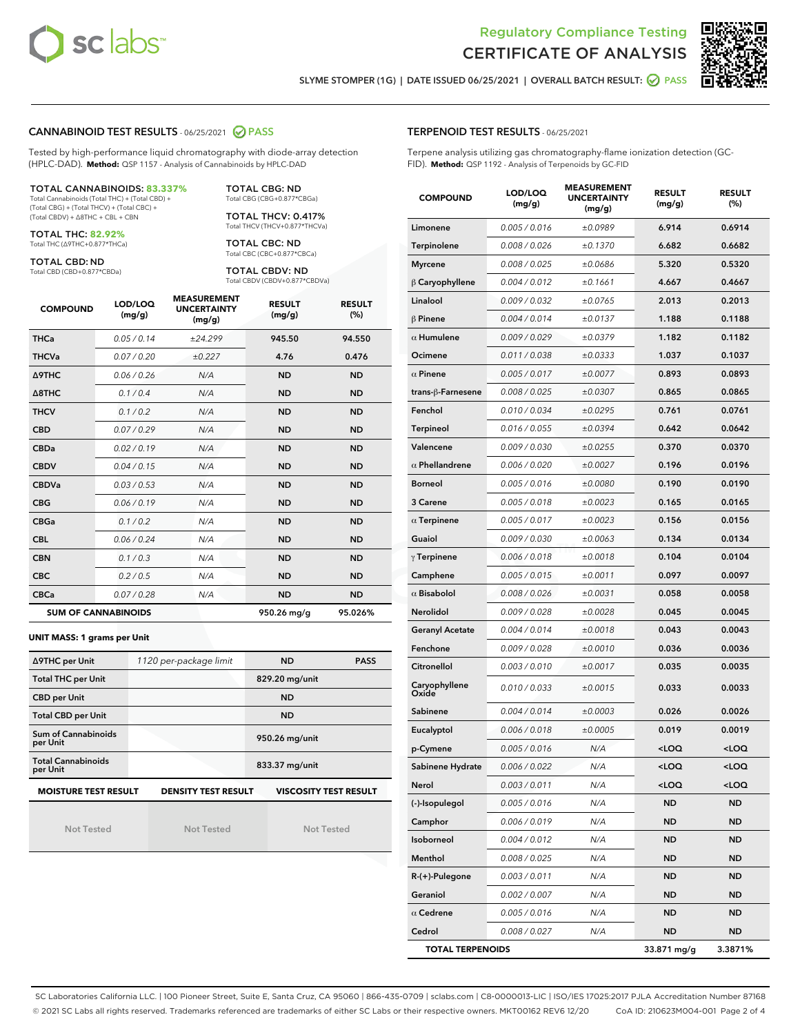# Regulatory Compliance Testing
# CERTIFICATE OF ANALYSIS

SLYME STOMPER (1G) | DATE ISSUED 06/25/2021 | OVERALL BATCH RESULT: PASS

## CANNABINOID TEST RESULTS - 06/25/2021 PASS

Tested by high-performance liquid chromatography with diode-array detection (HPLC-DAD). **Method:** QSP 1157 - Analysis of Cannabinoids by HPLC-DAD

**TOTAL CANNABINOIDS: 83.337%**
Total Cannabinoids (Total THC) + (Total CBD) + (Total CBG) + (Total THCV) + (Total CBC) + (Total CBDV) + Δ8THC + CBL + CBN

**TOTAL THC: 82.92%**
Total THC (Δ9THC+0.877*THCa)

**TOTAL CBD: ND**
Total CBD (CBD+0.877*CBDa)

**TOTAL CBG: ND**
Total CBG (CBG+0.877*CBGa)

**TOTAL THCV: 0.417%**
Total THCV (THCV+0.877*THCVa)

**TOTAL CBC: ND**
Total CBC (CBC+0.877*CBCa)

**TOTAL CBDV: ND**
Total CBDV (CBDV+0.877*CBDVa)

| COMPOUND | LOD/LOQ (mg/g) | MEASUREMENT UNCERTAINTY (mg/g) | RESULT (mg/g) | RESULT (%) |
|---|---|---|---|---|
| THCa | 0.05 / 0.14 | ±24.299 | 945.50 | 94.550 |
| THCVa | 0.07 / 0.20 | ±0.227 | 4.76 | 0.476 |
| Δ9THC | 0.06 / 0.26 | N/A | ND | ND |
| Δ8THC | 0.1 / 0.4 | N/A | ND | ND |
| THCV | 0.1 / 0.2 | N/A | ND | ND |
| CBD | 0.07 / 0.29 | N/A | ND | ND |
| CBDa | 0.02 / 0.19 | N/A | ND | ND |
| CBDV | 0.04 / 0.15 | N/A | ND | ND |
| CBDVa | 0.03 / 0.53 | N/A | ND | ND |
| CBG | 0.06 / 0.19 | N/A | ND | ND |
| CBGa | 0.1 / 0.2 | N/A | ND | ND |
| CBL | 0.06 / 0.24 | N/A | ND | ND |
| CBN | 0.1 / 0.3 | N/A | ND | ND |
| CBC | 0.2 / 0.5 | N/A | ND | ND |
| CBCa | 0.07 / 0.28 | N/A | ND | ND |
| **SUM OF CANNABINOIDS** | | | 950.26 mg/g | 95.026% |

**UNIT MASS: 1 grams per Unit**

| | | | |
|---|---|---|---|
| Δ9THC per Unit | 1120 per-package limit | ND | PASS |
| Total THC per Unit | | 829.20 mg/unit | |
| CBD per Unit | | ND | |
| Total CBD per Unit | | ND | |
| Sum of Cannabinoids per Unit | | 950.26 mg/unit | |
| Total Cannabinoids per Unit | | 833.37 mg/unit | |

| MOISTURE TEST RESULT | DENSITY TEST RESULT | VISCOSITY TEST RESULT |
|---|---|---|
| Not Tested | Not Tested | Not Tested |

## TERPENOID TEST RESULTS - 06/25/2021

Terpene analysis utilizing gas chromatography-flame ionization detection (GC-FID). **Method:** QSP 1192 - Analysis of Terpenoids by GC-FID

| COMPOUND | LOD/LOQ (mg/g) | MEASUREMENT UNCERTAINTY (mg/g) | RESULT (mg/g) | RESULT (%) |
|---|---|---|---|---|
| Limonene | 0.005 / 0.016 | ±0.0989 | 6.914 | 0.6914 |
| Terpinolene | 0.008 / 0.026 | ±0.1370 | 6.682 | 0.6682 |
| Myrcene | 0.008 / 0.025 | ±0.0686 | 5.320 | 0.5320 |
| β Caryophyllene | 0.004 / 0.012 | ±0.1661 | 4.667 | 0.4667 |
| Linalool | 0.009 / 0.032 | ±0.0765 | 2.013 | 0.2013 |
| β Pinene | 0.004 / 0.014 | ±0.0137 | 1.188 | 0.1188 |
| α Humulene | 0.009 / 0.029 | ±0.0379 | 1.182 | 0.1182 |
| Ocimene | 0.011 / 0.038 | ±0.0333 | 1.037 | 0.1037 |
| α Pinene | 0.005 / 0.017 | ±0.0077 | 0.893 | 0.0893 |
| trans-β-Farnesene | 0.008 / 0.025 | ±0.0307 | 0.865 | 0.0865 |
| Fenchol | 0.010 / 0.034 | ±0.0295 | 0.761 | 0.0761 |
| Terpineol | 0.016 / 0.055 | ±0.0394 | 0.642 | 0.0642 |
| Valencene | 0.009 / 0.030 | ±0.0255 | 0.370 | 0.0370 |
| α Phellandrene | 0.006 / 0.020 | ±0.0027 | 0.196 | 0.0196 |
| Borneol | 0.005 / 0.016 | ±0.0080 | 0.190 | 0.0190 |
| 3 Carene | 0.005 / 0.018 | ±0.0023 | 0.165 | 0.0165 |
| α Terpinene | 0.005 / 0.017 | ±0.0023 | 0.156 | 0.0156 |
| Guaiol | 0.009 / 0.030 | ±0.0063 | 0.134 | 0.0134 |
| γ Terpinene | 0.006 / 0.018 | ±0.0018 | 0.104 | 0.0104 |
| Camphene | 0.005 / 0.015 | ±0.0011 | 0.097 | 0.0097 |
| α Bisabolol | 0.008 / 0.026 | ±0.0031 | 0.058 | 0.0058 |
| Nerolidol | 0.009 / 0.028 | ±0.0028 | 0.045 | 0.0045 |
| Geranyl Acetate | 0.004 / 0.014 | ±0.0018 | 0.043 | 0.0043 |
| Fenchone | 0.009 / 0.028 | ±0.0010 | 0.036 | 0.0036 |
| Citronellol | 0.003 / 0.010 | ±0.0017 | 0.035 | 0.0035 |
| Caryophyllene Oxide | 0.010 / 0.033 | ±0.0015 | 0.033 | 0.0033 |
| Sabinene | 0.004 / 0.014 | ±0.0003 | 0.026 | 0.0026 |
| Eucalyptol | 0.006 / 0.018 | ±0.0005 | 0.019 | 0.0019 |
| p-Cymene | 0.005 / 0.016 | N/A | <LOQ | <LOQ |
| Sabinene Hydrate | 0.006 / 0.022 | N/A | <LOQ | <LOQ |
| Nerol | 0.003 / 0.011 | N/A | <LOQ | <LOQ |
| (-)-Isopulegol | 0.005 / 0.016 | N/A | ND | ND |
| Camphor | 0.006 / 0.019 | N/A | ND | ND |
| Isoborneol | 0.004 / 0.012 | N/A | ND | ND |
| Menthol | 0.008 / 0.025 | N/A | ND | ND |
| R-(+)-Pulegone | 0.003 / 0.011 | N/A | ND | ND |
| Geraniol | 0.002 / 0.007 | N/A | ND | ND |
| α Cedrene | 0.005 / 0.016 | N/A | ND | ND |
| Cedrol | 0.008 / 0.027 | N/A | ND | ND |
| **TOTAL TERPENOIDS** | | | 33.871 mg/g | 3.3871% |

SC Laboratories California LLC. | 100 Pioneer Street, Suite E, Santa Cruz, CA 95060 | 866-435-0709 | sclabs.com | C8-0000013-LIC | ISO/IES 17025:2017 PJLA Accreditation Number 87168
© 2021 SC Labs all rights reserved. Trademarks referenced are trademarks of either SC Labs or their respective owners. MKT00162 REV6 12/20 CoA ID: 210623M004-001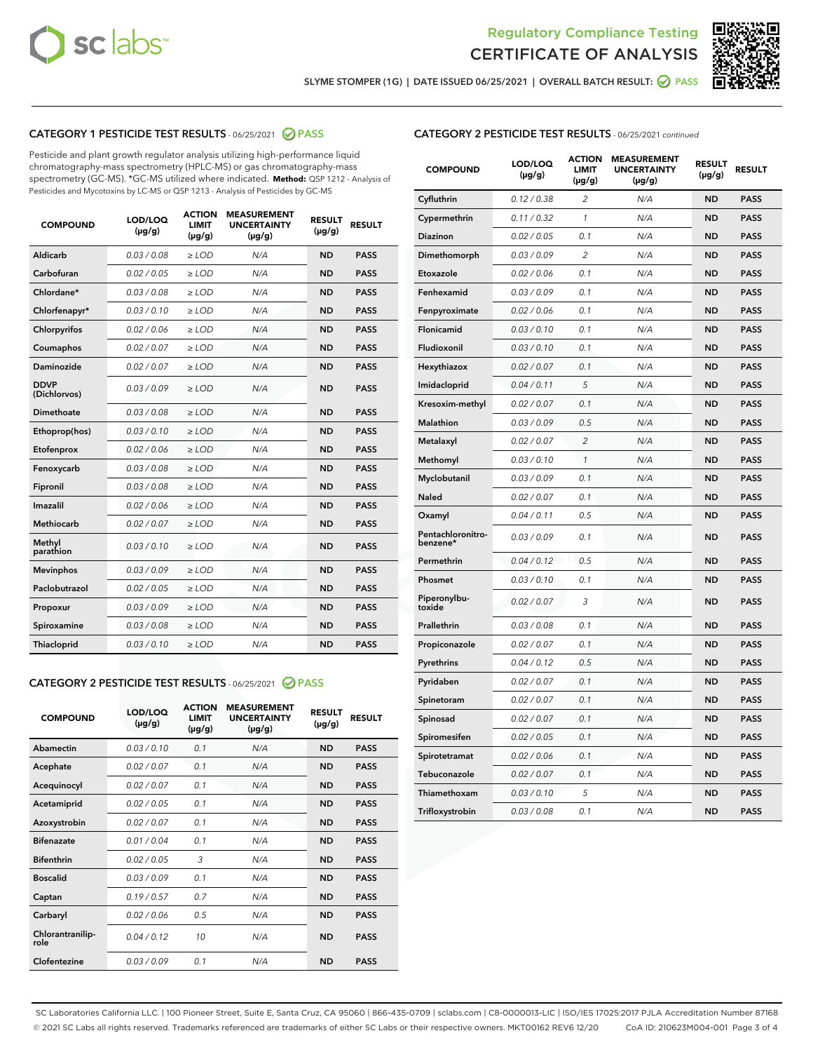Regulatory Compliance Testing
CERTIFICATE OF ANALYSIS

SLYME STOMPER (1G) | DATE ISSUED 06/25/2021 | OVERALL BATCH RESULT: PASS

## CATEGORY 1 PESTICIDE TEST RESULTS - 06/25/2021 PASS

Pesticide and plant growth regulator analysis utilizing high-performance liquid chromatography-mass spectrometry (HPLC-MS) or gas chromatography-mass spectrometry (GC-MS). *GC-MS utilized where indicated. **Method:** QSP 1212 - Analysis of Pesticides and Mycotoxins by LC-MS or QSP 1213 - Analysis of Pesticides by GC-MS

| COMPOUND | LOD/LOQ (µg/g) | ACTION LIMIT (µg/g) | MEASUREMENT UNCERTAINTY (µg/g) | RESULT (µg/g) | RESULT |
|---|---|---|---|---|---|
| Aldicarb | 0.03 / 0.08 | ≥ LOD | N/A | ND | PASS |
| Carbofuran | 0.02 / 0.05 | ≥ LOD | N/A | ND | PASS |
| Chlordane* | 0.03 / 0.08 | ≥ LOD | N/A | ND | PASS |
| Chlorfenapyr* | 0.03 / 0.10 | ≥ LOD | N/A | ND | PASS |
| Chlorpyrifos | 0.02 / 0.06 | ≥ LOD | N/A | ND | PASS |
| Coumaphos | 0.02 / 0.07 | ≥ LOD | N/A | ND | PASS |
| Daminozide | 0.02 / 0.07 | ≥ LOD | N/A | ND | PASS |
| DDVP (Dichlorvos) | 0.03 / 0.09 | ≥ LOD | N/A | ND | PASS |
| Dimethoate | 0.03 / 0.08 | ≥ LOD | N/A | ND | PASS |
| Ethoprop(hos) | 0.03 / 0.10 | ≥ LOD | N/A | ND | PASS |
| Etofenprox | 0.02 / 0.06 | ≥ LOD | N/A | ND | PASS |
| Fenoxycarb | 0.03 / 0.08 | ≥ LOD | N/A | ND | PASS |
| Fipronil | 0.03 / 0.08 | ≥ LOD | N/A | ND | PASS |
| Imazalil | 0.02 / 0.06 | ≥ LOD | N/A | ND | PASS |
| Methiocarb | 0.02 / 0.07 | ≥ LOD | N/A | ND | PASS |
| Methyl parathion | 0.03 / 0.10 | ≥ LOD | N/A | ND | PASS |
| Mevinphos | 0.03 / 0.09 | ≥ LOD | N/A | ND | PASS |
| Paclobutrazol | 0.02 / 0.05 | ≥ LOD | N/A | ND | PASS |
| Propoxur | 0.03 / 0.09 | ≥ LOD | N/A | ND | PASS |
| Spiroxamine | 0.03 / 0.08 | ≥ LOD | N/A | ND | PASS |
| Thiacloprid | 0.03 / 0.10 | ≥ LOD | N/A | ND | PASS |

## CATEGORY 2 PESTICIDE TEST RESULTS - 06/25/2021 PASS

| COMPOUND | LOD/LOQ (µg/g) | ACTION LIMIT (µg/g) | MEASUREMENT UNCERTAINTY (µg/g) | RESULT (µg/g) | RESULT |
|---|---|---|---|---|---|
| Abamectin | 0.03 / 0.10 | 0.1 | N/A | ND | PASS |
| Acephate | 0.02 / 0.07 | 0.1 | N/A | ND | PASS |
| Acequinocyl | 0.02 / 0.07 | 0.1 | N/A | ND | PASS |
| Acetamiprid | 0.02 / 0.05 | 0.1 | N/A | ND | PASS |
| Azoxystrobin | 0.02 / 0.07 | 0.1 | N/A | ND | PASS |
| Bifenazate | 0.01 / 0.04 | 0.1 | N/A | ND | PASS |
| Bifenthrin | 0.02 / 0.05 | 3 | N/A | ND | PASS |
| Boscalid | 0.03 / 0.09 | 0.1 | N/A | ND | PASS |
| Captan | 0.19 / 0.57 | 0.7 | N/A | ND | PASS |
| Carbaryl | 0.02 / 0.06 | 0.5 | N/A | ND | PASS |
| Chlorantraniliprole | 0.04 / 0.12 | 10 | N/A | ND | PASS |
| Clofentezine | 0.03 / 0.09 | 0.1 | N/A | ND | PASS |
| Cyfluthrin | 0.12 / 0.38 | 2 | N/A | ND | PASS |
| Cypermethrin | 0.11 / 0.32 | 1 | N/A | ND | PASS |
| Diazinon | 0.02 / 0.05 | 0.1 | N/A | ND | PASS |
| Dimethomorph | 0.03 / 0.09 | 2 | N/A | ND | PASS |
| Etoxazole | 0.02 / 0.06 | 0.1 | N/A | ND | PASS |
| Fenhexamid | 0.03 / 0.09 | 0.1 | N/A | ND | PASS |
| Fenpyroximate | 0.02 / 0.06 | 0.1 | N/A | ND | PASS |
| Flonicamid | 0.03 / 0.10 | 0.1 | N/A | ND | PASS |
| Fludioxonil | 0.03 / 0.10 | 0.1 | N/A | ND | PASS |
| Hexythiazox | 0.02 / 0.07 | 0.1 | N/A | ND | PASS |
| Imidacloprid | 0.04 / 0.11 | 5 | N/A | ND | PASS |
| Kresoxim-methyl | 0.02 / 0.07 | 0.1 | N/A | ND | PASS |
| Malathion | 0.03 / 0.09 | 0.5 | N/A | ND | PASS |
| Metalaxyl | 0.02 / 0.07 | 2 | N/A | ND | PASS |
| Methomyl | 0.03 / 0.10 | 1 | N/A | ND | PASS |
| Myclobutanil | 0.03 / 0.09 | 0.1 | N/A | ND | PASS |
| Naled | 0.02 / 0.07 | 0.1 | N/A | ND | PASS |
| Oxamyl | 0.04 / 0.11 | 0.5 | N/A | ND | PASS |
| Pentachloronitrobenzene* | 0.03 / 0.09 | 0.1 | N/A | ND | PASS |
| Permethrin | 0.04 / 0.12 | 0.5 | N/A | ND | PASS |
| Phosmet | 0.03 / 0.10 | 0.1 | N/A | ND | PASS |
| Piperonylbutoxide | 0.02 / 0.07 | 3 | N/A | ND | PASS |
| Prallethrin | 0.03 / 0.08 | 0.1 | N/A | ND | PASS |
| Propiconazole | 0.02 / 0.07 | 0.1 | N/A | ND | PASS |
| Pyrethrins | 0.04 / 0.12 | 0.5 | N/A | ND | PASS |
| Pyridaben | 0.02 / 0.07 | 0.1 | N/A | ND | PASS |
| Spinetoram | 0.02 / 0.07 | 0.1 | N/A | ND | PASS |
| Spinosad | 0.02 / 0.07 | 0.1 | N/A | ND | PASS |
| Spiromesifen | 0.02 / 0.05 | 0.1 | N/A | ND | PASS |
| Spirotetramat | 0.02 / 0.06 | 0.1 | N/A | ND | PASS |
| Tebuconazole | 0.02 / 0.07 | 0.1 | N/A | ND | PASS |
| Thiamethoxam | 0.03 / 0.10 | 5 | N/A | ND | PASS |
| Trifloxystrobin | 0.03 / 0.08 | 0.1 | N/A | ND | PASS |

SC Laboratories California LLC. | 100 Pioneer Street, Suite E, Santa Cruz, CA 95060 | 866-435-0709 | sclabs.com | C8-0000013-LIC | ISO/IES 17025:2017 PJLA Accreditation Number 87168
© 2021 SC Labs all rights reserved. Trademarks referenced are trademarks of either SC Labs or their respective owners. MKT00162 REV6 12/20 CoA ID: 210623M004-001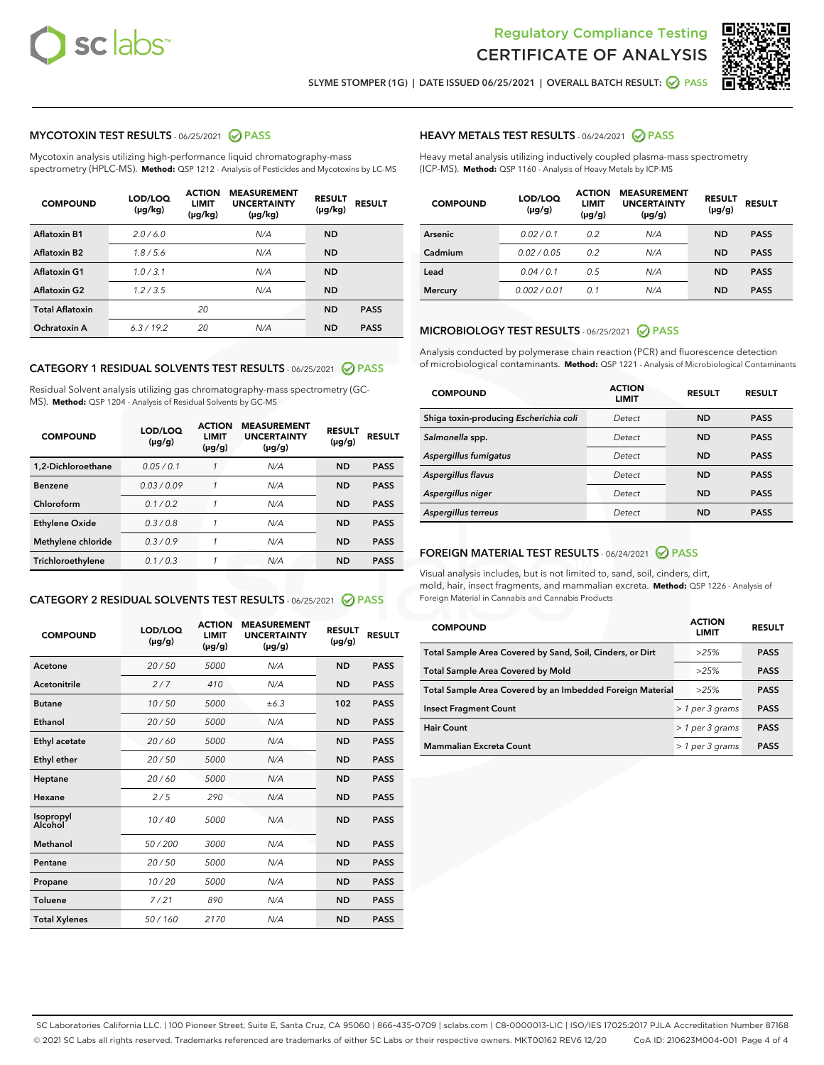Regulatory Compliance Testing

# CERTIFICATE OF ANALYSIS

SLYME STOMPER (1G) | DATE ISSUED 06/25/2021 | OVERALL BATCH RESULT: PASS

## MYCOTOXIN TEST RESULTS - 06/25/2021 PASS

Mycotoxin analysis utilizing high-performance liquid chromatography-mass spectrometry (HPLC-MS). **Method:** QSP 1212 - Analysis of Pesticides and Mycotoxins by LC-MS

| COMPOUND | LOD/LOQ (µg/kg) | ACTION LIMIT (µg/kg) | MEASUREMENT UNCERTAINTY (µg/kg) | RESULT (µg/kg) | RESULT |
|---|---|---|---|---|---|
| Aflatoxin B1 | 2.0 / 6.0 | | N/A | ND | |
| Aflatoxin B2 | 1.8 / 5.6 | | N/A | ND | |
| Aflatoxin G1 | 1.0 / 3.1 | | N/A | ND | |
| Aflatoxin G2 | 1.2 / 3.5 | | N/A | ND | |
| Total Aflatoxin | | 20 | | ND | PASS |
| Ochratoxin A | 6.3 / 19.2 | 20 | N/A | ND | PASS |

## CATEGORY 1 RESIDUAL SOLVENTS TEST RESULTS - 06/25/2021 PASS

Residual Solvent analysis utilizing gas chromatography-mass spectrometry (GC-MS). **Method:** QSP 1204 - Analysis of Residual Solvents by GC-MS

| COMPOUND | LOD/LOQ (µg/g) | ACTION LIMIT (µg/g) | MEASUREMENT UNCERTAINTY (µg/g) | RESULT (µg/g) | RESULT |
|---|---|---|---|---|---|
| 1,2-Dichloroethane | 0.05 / 0.1 | 1 | N/A | ND | PASS |
| Benzene | 0.03 / 0.09 | 1 | N/A | ND | PASS |
| Chloroform | 0.1 / 0.2 | 1 | N/A | ND | PASS |
| Ethylene Oxide | 0.3 / 0.8 | 1 | N/A | ND | PASS |
| Methylene chloride | 0.3 / 0.9 | 1 | N/A | ND | PASS |
| Trichloroethylene | 0.1 / 0.3 | 1 | N/A | ND | PASS |

## CATEGORY 2 RESIDUAL SOLVENTS TEST RESULTS - 06/25/2021 PASS

| COMPOUND | LOD/LOQ (µg/g) | ACTION LIMIT (µg/g) | MEASUREMENT UNCERTAINTY (µg/g) | RESULT (µg/g) | RESULT |
|---|---|---|---|---|---|
| Acetone | 20 / 50 | 5000 | N/A | ND | PASS |
| Acetonitrile | 2 / 7 | 410 | N/A | ND | PASS |
| Butane | 10 / 50 | 5000 | ±6.3 | 102 | PASS |
| Ethanol | 20 / 50 | 5000 | N/A | ND | PASS |
| Ethyl acetate | 20 / 60 | 5000 | N/A | ND | PASS |
| Ethyl ether | 20 / 50 | 5000 | N/A | ND | PASS |
| Heptane | 20 / 60 | 5000 | N/A | ND | PASS |
| Hexane | 2 / 5 | 290 | N/A | ND | PASS |
| Isopropyl Alcohol | 10 / 40 | 5000 | N/A | ND | PASS |
| Methanol | 50 / 200 | 3000 | N/A | ND | PASS |
| Pentane | 20 / 50 | 5000 | N/A | ND | PASS |
| Propane | 10 / 20 | 5000 | N/A | ND | PASS |
| Toluene | 7 / 21 | 890 | N/A | ND | PASS |
| Total Xylenes | 50 / 160 | 2170 | N/A | ND | PASS |

## HEAVY METALS TEST RESULTS - 06/24/2021 PASS

Heavy metal analysis utilizing inductively coupled plasma-mass spectrometry (ICP-MS). **Method:** QSP 1160 - Analysis of Heavy Metals by ICP-MS

| COMPOUND | LOD/LOQ (µg/g) | ACTION LIMIT (µg/g) | MEASUREMENT UNCERTAINTY (µg/g) | RESULT (µg/g) | RESULT |
|---|---|---|---|---|---|
| Arsenic | 0.02 / 0.1 | 0.2 | N/A | ND | PASS |
| Cadmium | 0.02 / 0.05 | 0.2 | N/A | ND | PASS |
| Lead | 0.04 / 0.1 | 0.5 | N/A | ND | PASS |
| Mercury | 0.002 / 0.01 | 0.1 | N/A | ND | PASS |

## MICROBIOLOGY TEST RESULTS - 06/25/2021 PASS

Analysis conducted by polymerase chain reaction (PCR) and fluorescence detection of microbiological contaminants. **Method:** QSP 1221 - Analysis of Microbiological Contaminants

| COMPOUND | ACTION LIMIT | RESULT | RESULT |
|---|---|---|---|
| Shiga toxin-producing *Escherichia coli* | Detect | ND | PASS |
| *Salmonella* spp. | Detect | ND | PASS |
| *Aspergillus fumigatus* | Detect | ND | PASS |
| *Aspergillus flavus* | Detect | ND | PASS |
| *Aspergillus niger* | Detect | ND | PASS |
| *Aspergillus terreus* | Detect | ND | PASS |

## FOREIGN MATERIAL TEST RESULTS - 06/24/2021 PASS

Visual analysis includes, but is not limited to, sand, soil, cinders, dirt, mold, hair, insect fragments, and mammalian excreta. **Method:** QSP 1226 - Analysis of Foreign Material in Cannabis and Cannabis Products

| COMPOUND | ACTION LIMIT | RESULT |
|---|---|---|
| Total Sample Area Covered by Sand, Soil, Cinders, or Dirt | >25% | PASS |
| Total Sample Area Covered by Mold | >25% | PASS |
| Total Sample Area Covered by an Imbedded Foreign Material | >25% | PASS |
| Insect Fragment Count | > 1 per 3 grams | PASS |
| Hair Count | > 1 per 3 grams | PASS |
| Mammalian Excreta Count | > 1 per 3 grams | PASS |

SC Laboratories California LLC. | 100 Pioneer Street, Suite E, Santa Cruz, CA 95060 | 866-435-0709 | sclabs.com | C8-0000013-LIC | ISO/IES 17025:2017 PJLA Accreditation Number 87168
© 2021 SC Labs all rights reserved. Trademarks referenced are trademarks of either SC Labs or their respective owners. MKT00162 REV6 12/20 CoA ID: 210623M004-001